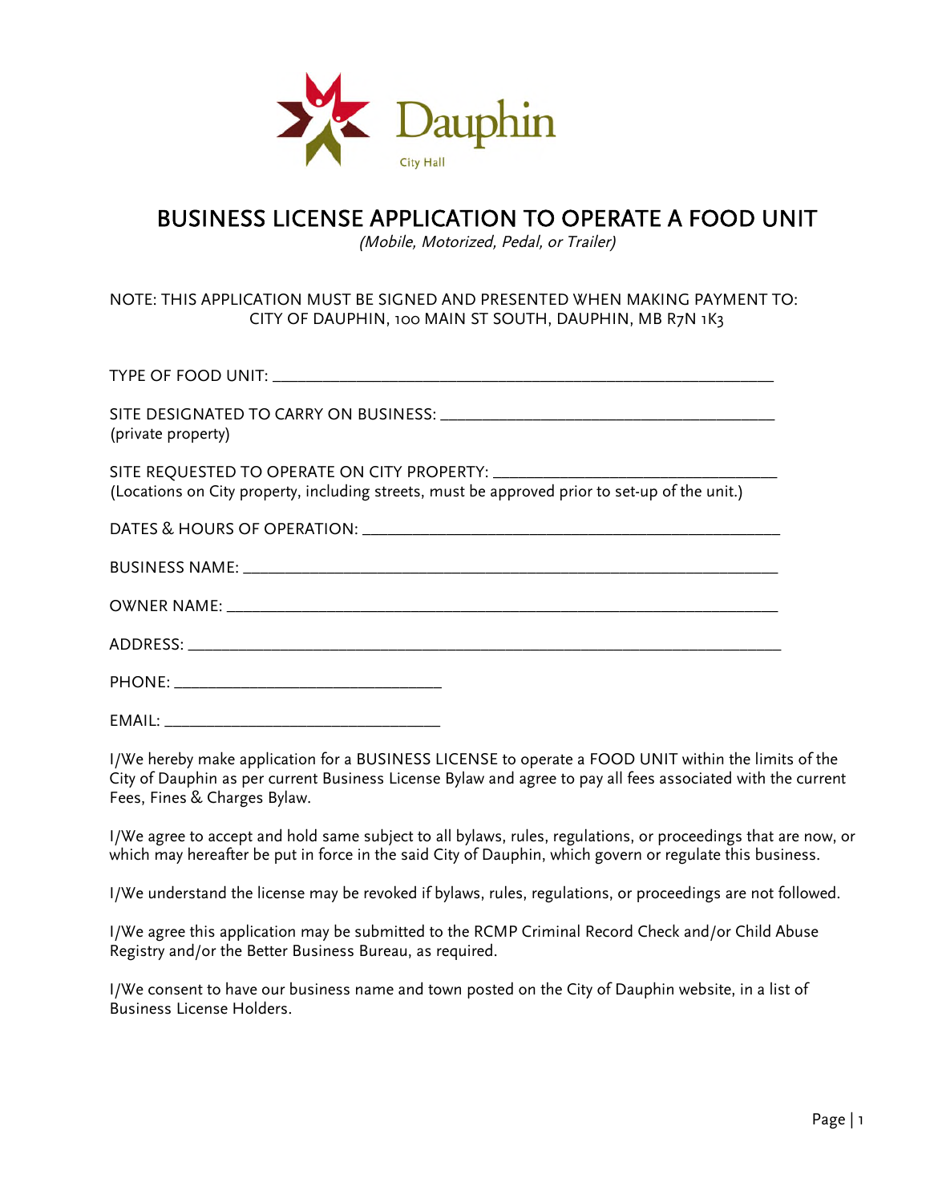Dauphin

City Hall

# BUSINESS LICENSE APPLICATION TO OPERATE A FOOD UNIT

*(Mobile, Motorized, Pedal, or Trailer)*

NOTE: THIS APPLICATION MUST BE SIGNED AND PRESENTED WHEN MAKING PAYMENT TO:
CITY OF DAUPHIN, 100 MAIN ST SOUTH, DAUPHIN, MB R7N 1K3

TYPE OF FOOD UNIT: ____________________________________________________________

SITE DESIGNATED TO CARRY ON BUSINESS: ______________________________________
(private property)

SITE REQUESTED TO OPERATE ON CITY PROPERTY: ______________________________
(Locations on City property, including streets, must be approved prior to set-up of the unit.)

DATES & HOURS OF OPERATION: ____________________________________________

BUSINESS NAME: _________________________________________________________

OWNER NAME: ___________________________________________________________

ADDRESS: ______________________________________________________________

PHONE: ______________________________

EMAIL: ______________________________

I/We hereby make application for a BUSINESS LICENSE to operate a FOOD UNIT within the limits of the City of Dauphin as per current Business License Bylaw and agree to pay all fees associated with the current Fees, Fines & Charges Bylaw.

I/We agree to accept and hold same subject to all bylaws, rules, regulations, or proceedings that are now, or which may hereafter be put in force in the said City of Dauphin, which govern or regulate this business.

I/We understand the license may be revoked if bylaws, rules, regulations, or proceedings are not followed.

I/We agree this application may be submitted to the RCMP Criminal Record Check and/or Child Abuse Registry and/or the Better Business Bureau, as required.

I/We consent to have our business name and town posted on the City of Dauphin website, in a list of Business License Holders.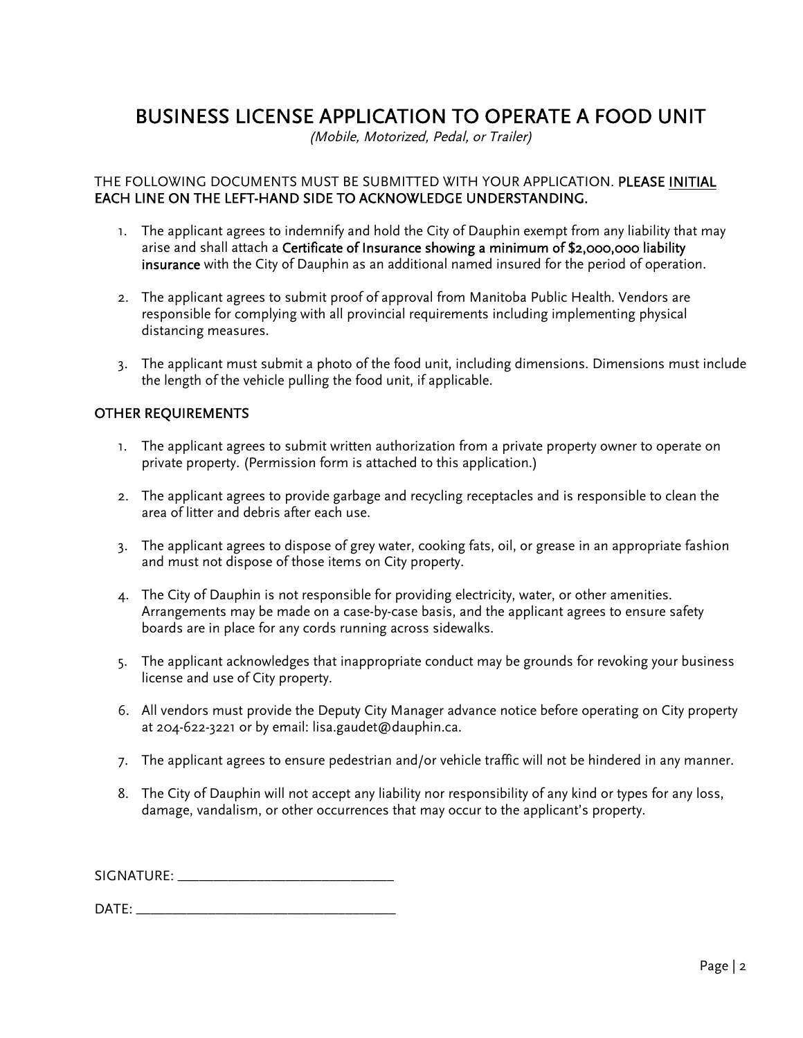# BUSINESS LICENSE APPLICATION TO OPERATE A FOOD UNIT

*(Mobile, Motorized, Pedal, or Trailer)*

THE FOLLOWING DOCUMENTS MUST BE SUBMITTED WITH YOUR APPLICATION. **PLEASE <u>INITIAL</u> EACH LINE ON THE LEFT-HAND SIDE TO ACKNOWLEDGE UNDERSTANDING.**

1. The applicant agrees to indemnify and hold the City of Dauphin exempt from any liability that may arise and shall attach a **Certificate of Insurance showing a minimum of $2,000,000 liability insurance** with the City of Dauphin as an additional named insured for the period of operation.

2. The applicant agrees to submit proof of approval from Manitoba Public Health. Vendors are responsible for complying with all provincial requirements including implementing physical distancing measures.

3. The applicant must submit a photo of the food unit, including dimensions. Dimensions must include the length of the vehicle pulling the food unit, if applicable.

## OTHER REQUIREMENTS

1. The applicant agrees to submit written authorization from a private property owner to operate on private property. (Permission form is attached to this application.)

2. The applicant agrees to provide garbage and recycling receptacles and is responsible to clean the area of litter and debris after each use.

3. The applicant agrees to dispose of grey water, cooking fats, oil, or grease in an appropriate fashion and must not dispose of those items on City property.

4. The City of Dauphin is not responsible for providing electricity, water, or other amenities. Arrangements may be made on a case-by-case basis, and the applicant agrees to ensure safety boards are in place for any cords running across sidewalks.

5. The applicant acknowledges that inappropriate conduct may be grounds for revoking your business license and use of City property.

6. All vendors must provide the Deputy City Manager advance notice before operating on City property at 204-622-3221 or by email: lisa.gaudet@dauphin.ca.

7. The applicant agrees to ensure pedestrian and/or vehicle traffic will not be hindered in any manner.

8. The City of Dauphin will not accept any liability nor responsibility of any kind or types for any loss, damage, vandalism, or other occurrences that may occur to the applicant's property.

SIGNATURE: ____________________________

DATE: ________________________________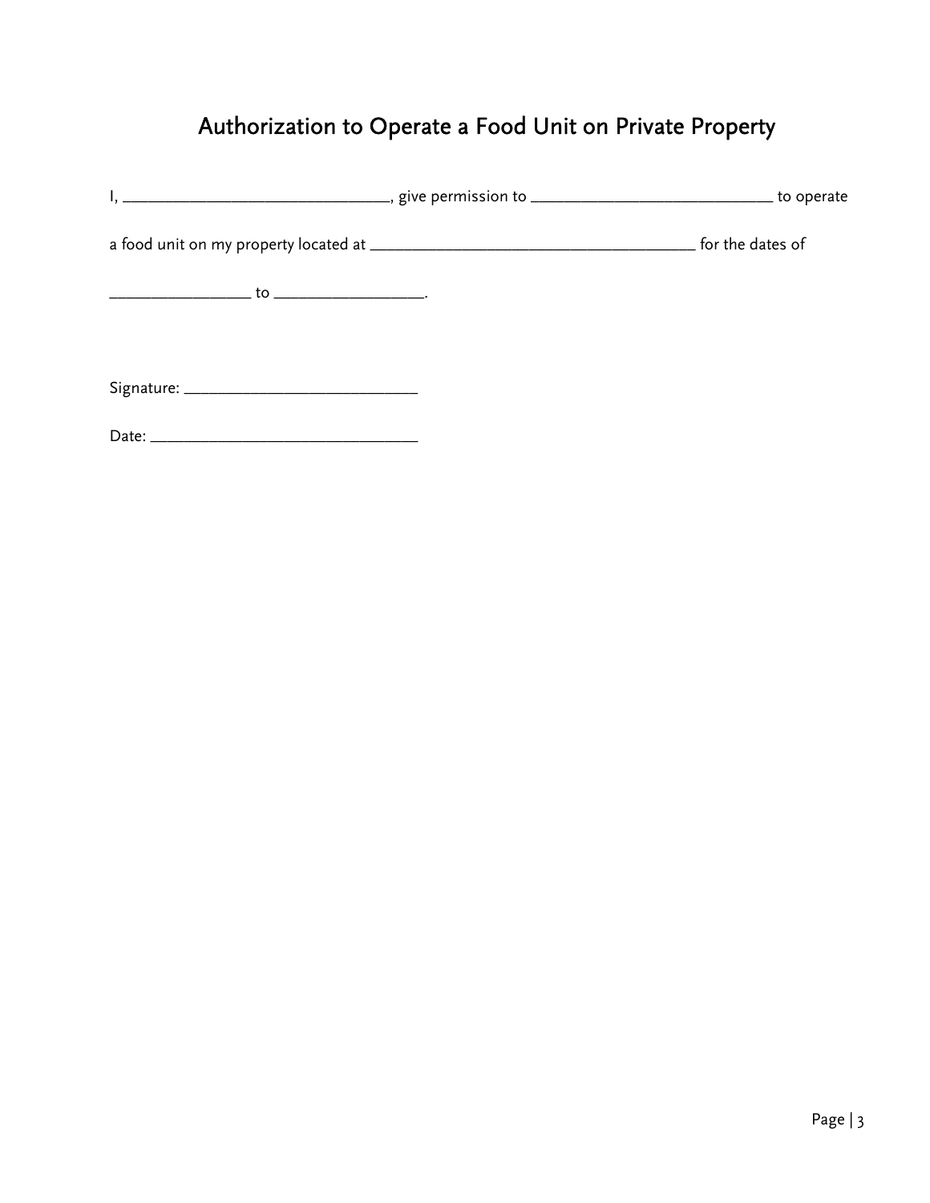# Authorization to Operate a Food Unit on Private Property

I, _______________________________, give permission to ____________________________ to operate a food unit on my property located at _______________________________________ for the dates of _________________ to _________________.

Signature: ___________________________

Date: _______________________________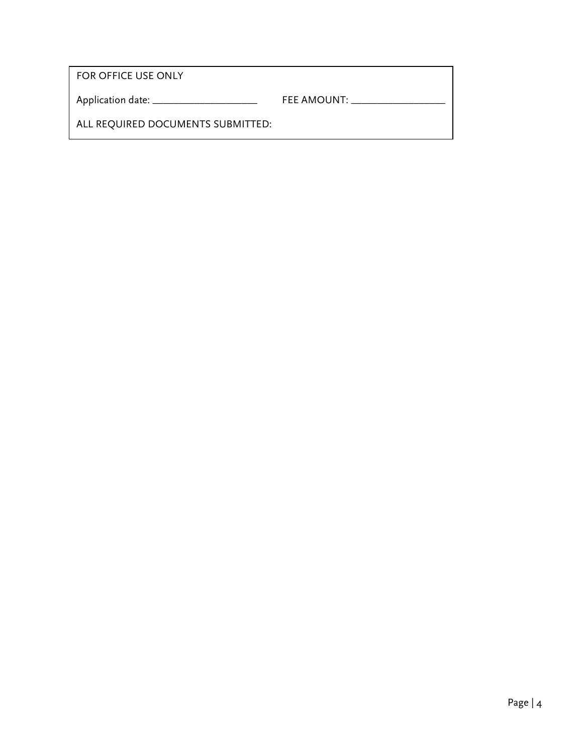FOR OFFICE USE ONLY

Application date: ____________________ FEE AMOUNT: __________________

ALL REQUIRED DOCUMENTS SUBMITTED: